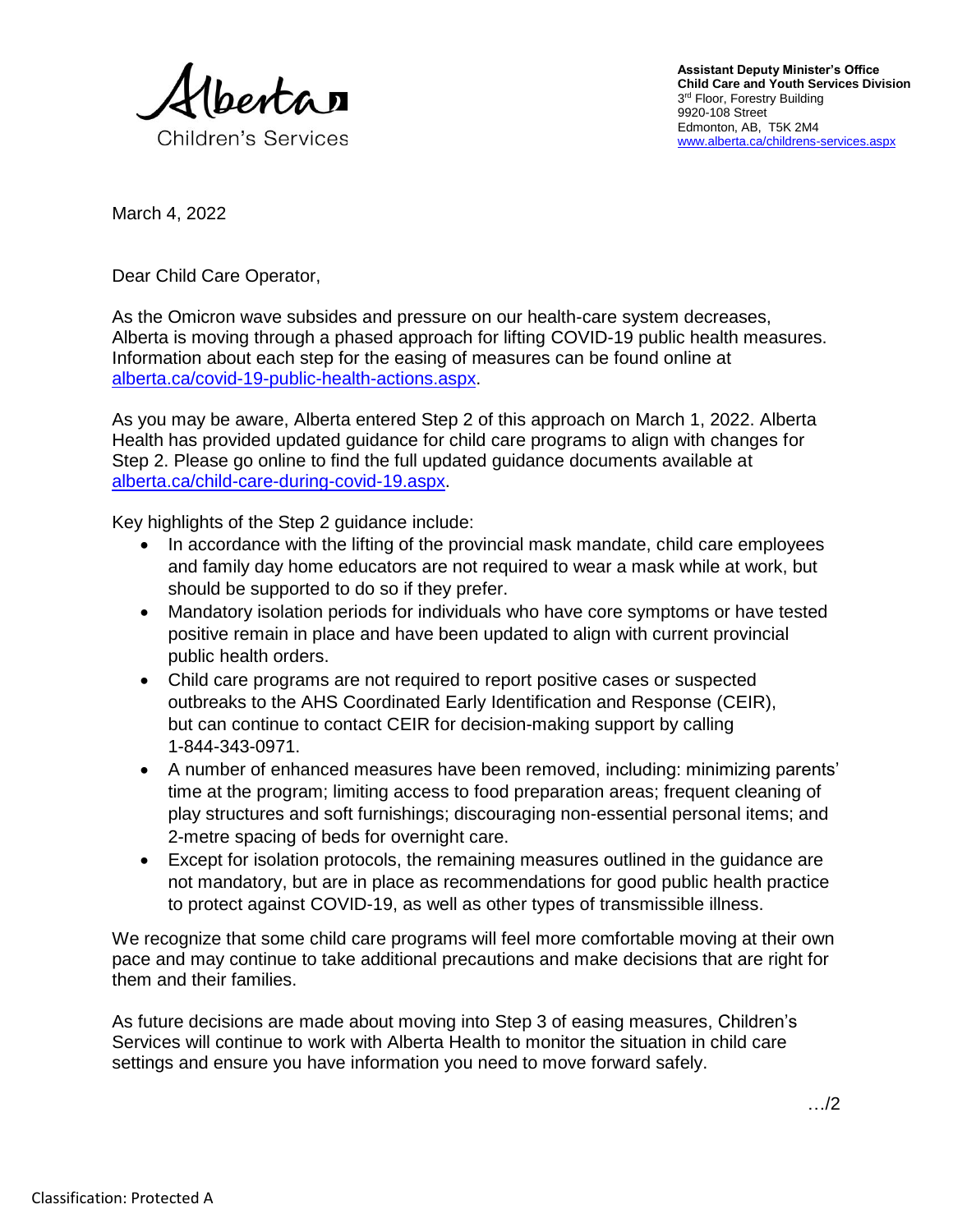Alberta Children's Services

**Assistant Deputy Minister's Office**
**Child Care and Youth Services Division**
3rd Floor, Forestry Building
9920-108 Street
Edmonton, AB, T5K 2M4
[www.alberta.ca/childrens-services.aspx](www.alberta.ca/childrens-services.aspx)

March 4, 2022

Dear Child Care Operator,

As the Omicron wave subsides and pressure on our health-care system decreases, Alberta is moving through a phased approach for lifting COVID-19 public health measures. Information about each step for the easing of measures can be found online at [alberta.ca/covid-19-public-health-actions.aspx](alberta.ca/covid-19-public-health-actions.aspx).

As you may be aware, Alberta entered Step 2 of this approach on March 1, 2022. Alberta Health has provided updated guidance for child care programs to align with changes for Step 2. Please go online to find the full updated guidance documents available at [alberta.ca/child-care-during-covid-19.aspx](alberta.ca/child-care-during-covid-19.aspx).

Key highlights of the Step 2 guidance include:

- In accordance with the lifting of the provincial mask mandate, child care employees and family day home educators are not required to wear a mask while at work, but should be supported to do so if they prefer.
- Mandatory isolation periods for individuals who have core symptoms or have tested positive remain in place and have been updated to align with current provincial public health orders.
- Child care programs are not required to report positive cases or suspected outbreaks to the AHS Coordinated Early Identification and Response (CEIR), but can continue to contact CEIR for decision-making support by calling 1-844-343-0971.
- A number of enhanced measures have been removed, including: minimizing parents' time at the program; limiting access to food preparation areas; frequent cleaning of play structures and soft furnishings; discouraging non-essential personal items; and 2-metre spacing of beds for overnight care.
- Except for isolation protocols, the remaining measures outlined in the guidance are not mandatory, but are in place as recommendations for good public health practice to protect against COVID-19, as well as other types of transmissible illness.

We recognize that some child care programs will feel more comfortable moving at their own pace and may continue to take additional precautions and make decisions that are right for them and their families.

As future decisions are made about moving into Step 3 of easing measures, Children's Services will continue to work with Alberta Health to monitor the situation in child care settings and ensure you have information you need to move forward safely.

…/2

Classification: Protected A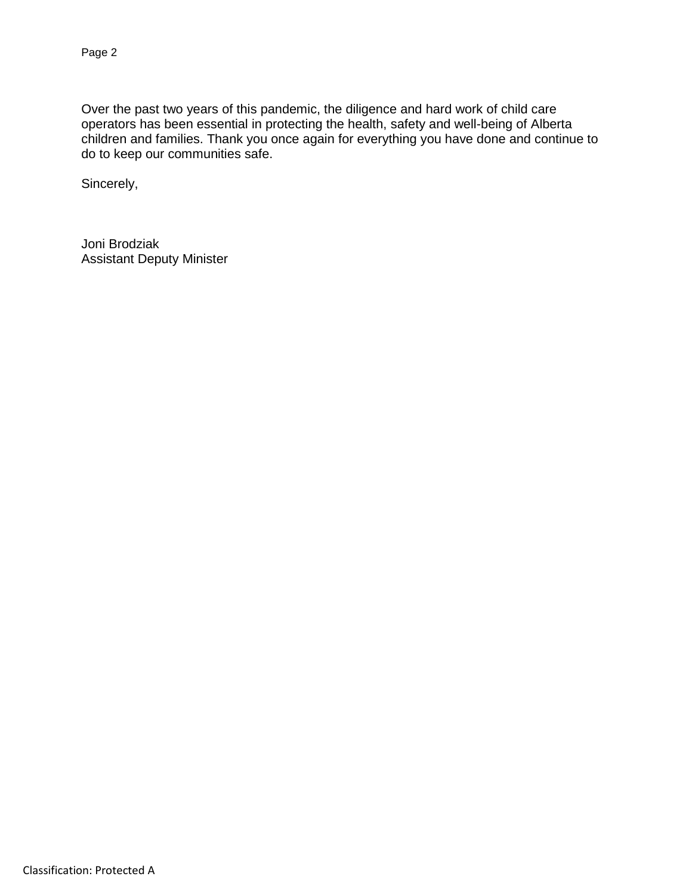Over the past two years of this pandemic, the diligence and hard work of child care operators has been essential in protecting the health, safety and well-being of Alberta children and families. Thank you once again for everything you have done and continue to do to keep our communities safe.

Sincerely,

Joni Brodziak
Assistant Deputy Minister

Classification: Protected A